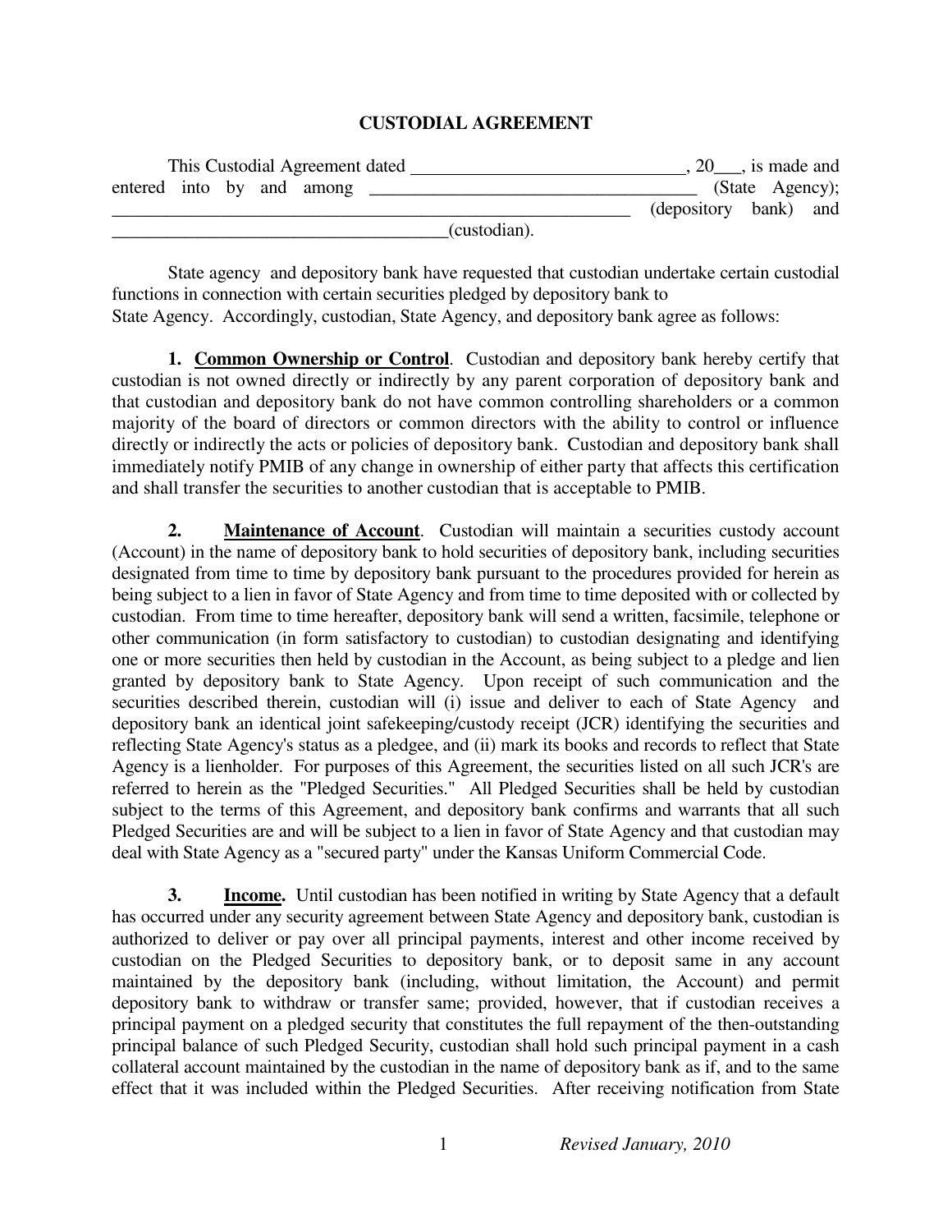# CUSTODIAL AGREEMENT

This Custodial Agreement dated ______________________________, 20___, is made and entered into by and among ___________________________________ (State Agency); ___________________________________________________________ (depository bank) and ____________________________________(custodian).

State agency and depository bank have requested that custodian undertake certain custodial functions in connection with certain securities pledged by depository bank to State Agency. Accordingly, custodian, State Agency, and depository bank agree as follows:

**1. Common Ownership or Control**. Custodian and depository bank hereby certify that custodian is not owned directly or indirectly by any parent corporation of depository bank and that custodian and depository bank do not have common controlling shareholders or a common majority of the board of directors or common directors with the ability to control or influence directly or indirectly the acts or policies of depository bank. Custodian and depository bank shall immediately notify PMIB of any change in ownership of either party that affects this certification and shall transfer the securities to another custodian that is acceptable to PMIB.

**2. Maintenance of Account**. Custodian will maintain a securities custody account (Account) in the name of depository bank to hold securities of depository bank, including securities designated from time to time by depository bank pursuant to the procedures provided for herein as being subject to a lien in favor of State Agency and from time to time deposited with or collected by custodian. From time to time hereafter, depository bank will send a written, facsimile, telephone or other communication (in form satisfactory to custodian) to custodian designating and identifying one or more securities then held by custodian in the Account, as being subject to a pledge and lien granted by depository bank to State Agency. Upon receipt of such communication and the securities described therein, custodian will (i) issue and deliver to each of State Agency and depository bank an identical joint safekeeping/custody receipt (JCR) identifying the securities and reflecting State Agency's status as a pledgee, and (ii) mark its books and records to reflect that State Agency is a lienholder. For purposes of this Agreement, the securities listed on all such JCR's are referred to herein as the "Pledged Securities." All Pledged Securities shall be held by custodian subject to the terms of this Agreement, and depository bank confirms and warrants that all such Pledged Securities are and will be subject to a lien in favor of State Agency and that custodian may deal with State Agency as a "secured party" under the Kansas Uniform Commercial Code.

**3. Income.** Until custodian has been notified in writing by State Agency that a default has occurred under any security agreement between State Agency and depository bank, custodian is authorized to deliver or pay over all principal payments, interest and other income received by custodian on the Pledged Securities to depository bank, or to deposit same in any account maintained by the depository bank (including, without limitation, the Account) and permit depository bank to withdraw or transfer same; provided, however, that if custodian receives a principal payment on a pledged security that constitutes the full repayment of the then-outstanding principal balance of such Pledged Security, custodian shall hold such principal payment in a cash collateral account maintained by the custodian in the name of depository bank as if, and to the same effect that it was included within the Pledged Securities. After receiving notification from State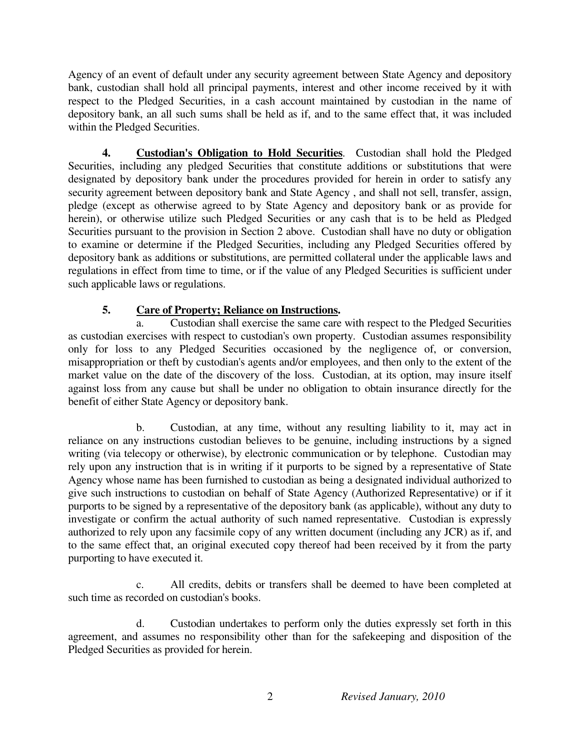Agency of an event of default under any security agreement between State Agency and depository bank, custodian shall hold all principal payments, interest and other income received by it with respect to the Pledged Securities, in a cash account maintained by custodian in the name of depository bank, an all such sums shall be held as if, and to the same effect that, it was included within the Pledged Securities.

**4. Custodian's Obligation to Hold Securities**. Custodian shall hold the Pledged Securities, including any pledged Securities that constitute additions or substitutions that were designated by depository bank under the procedures provided for herein in order to satisfy any security agreement between depository bank and State Agency , and shall not sell, transfer, assign, pledge (except as otherwise agreed to by State Agency and depository bank or as provide for herein), or otherwise utilize such Pledged Securities or any cash that is to be held as Pledged Securities pursuant to the provision in Section 2 above. Custodian shall have no duty or obligation to examine or determine if the Pledged Securities, including any Pledged Securities offered by depository bank as additions or substitutions, are permitted collateral under the applicable laws and regulations in effect from time to time, or if the value of any Pledged Securities is sufficient under such applicable laws or regulations.

**5. Care of Property; Reliance on Instructions.**

a. Custodian shall exercise the same care with respect to the Pledged Securities as custodian exercises with respect to custodian's own property. Custodian assumes responsibility only for loss to any Pledged Securities occasioned by the negligence of, or conversion, misappropriation or theft by custodian's agents and/or employees, and then only to the extent of the market value on the date of the discovery of the loss. Custodian, at its option, may insure itself against loss from any cause but shall be under no obligation to obtain insurance directly for the benefit of either State Agency or depository bank.

b. Custodian, at any time, without any resulting liability to it, may act in reliance on any instructions custodian believes to be genuine, including instructions by a signed writing (via telecopy or otherwise), by electronic communication or by telephone. Custodian may rely upon any instruction that is in writing if it purports to be signed by a representative of State Agency whose name has been furnished to custodian as being a designated individual authorized to give such instructions to custodian on behalf of State Agency (Authorized Representative) or if it purports to be signed by a representative of the depository bank (as applicable), without any duty to investigate or confirm the actual authority of such named representative. Custodian is expressly authorized to rely upon any facsimile copy of any written document (including any JCR) as if, and to the same effect that, an original executed copy thereof had been received by it from the party purporting to have executed it.

c. All credits, debits or transfers shall be deemed to have been completed at such time as recorded on custodian's books.

d. Custodian undertakes to perform only the duties expressly set forth in this agreement, and assumes no responsibility other than for the safekeeping and disposition of the Pledged Securities as provided for herein.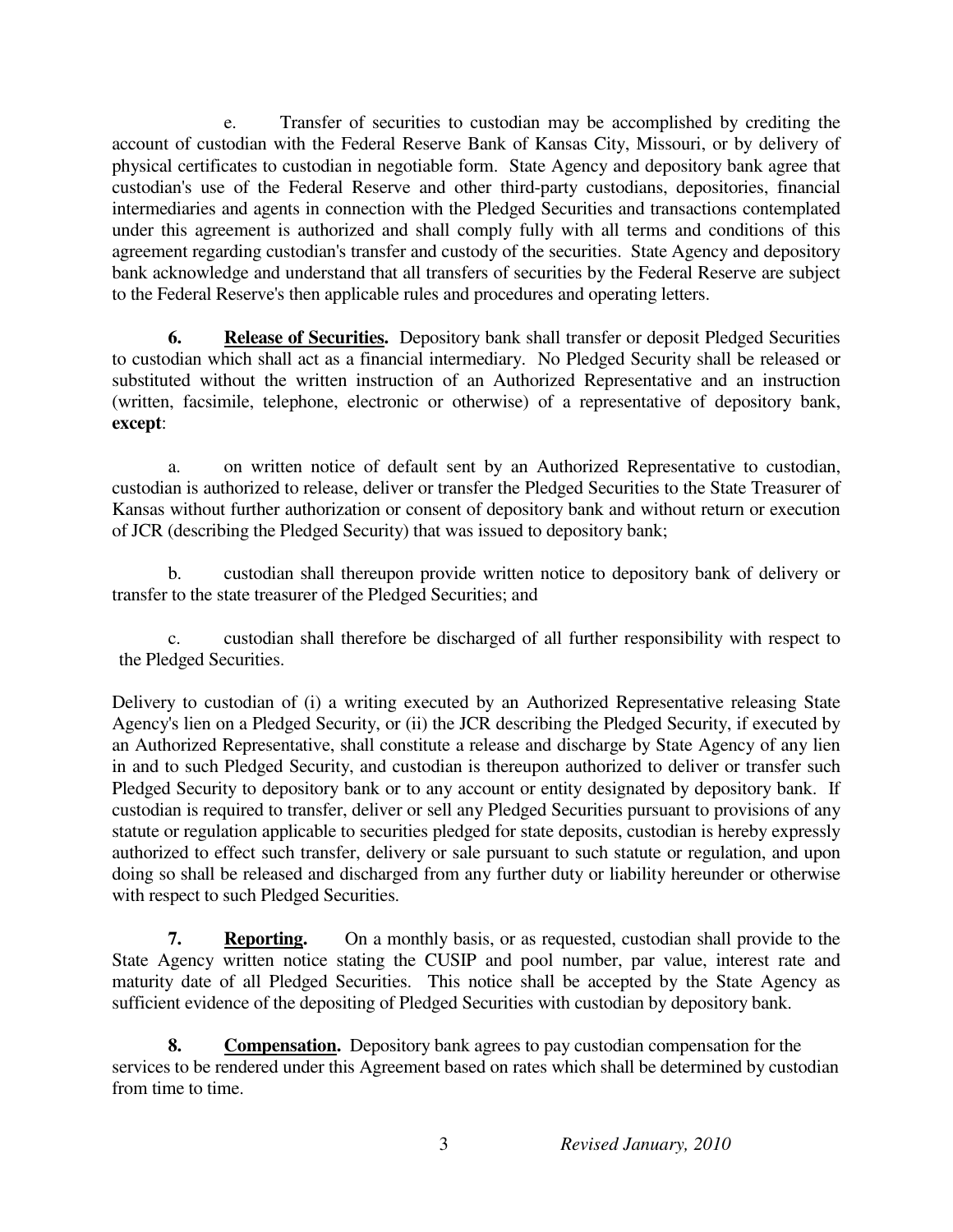e. Transfer of securities to custodian may be accomplished by crediting the account of custodian with the Federal Reserve Bank of Kansas City, Missouri, or by delivery of physical certificates to custodian in negotiable form. State Agency and depository bank agree that custodian's use of the Federal Reserve and other third-party custodians, depositories, financial intermediaries and agents in connection with the Pledged Securities and transactions contemplated under this agreement is authorized and shall comply fully with all terms and conditions of this agreement regarding custodian's transfer and custody of the securities. State Agency and depository bank acknowledge and understand that all transfers of securities by the Federal Reserve are subject to the Federal Reserve's then applicable rules and procedures and operating letters.

**6. Release of Securities.** Depository bank shall transfer or deposit Pledged Securities to custodian which shall act as a financial intermediary. No Pledged Security shall be released or substituted without the written instruction of an Authorized Representative and an instruction (written, facsimile, telephone, electronic or otherwise) of a representative of depository bank, **except**:

a. on written notice of default sent by an Authorized Representative to custodian, custodian is authorized to release, deliver or transfer the Pledged Securities to the State Treasurer of Kansas without further authorization or consent of depository bank and without return or execution of JCR (describing the Pledged Security) that was issued to depository bank;

b. custodian shall thereupon provide written notice to depository bank of delivery or transfer to the state treasurer of the Pledged Securities; and

c. custodian shall therefore be discharged of all further responsibility with respect to the Pledged Securities.

Delivery to custodian of (i) a writing executed by an Authorized Representative releasing State Agency's lien on a Pledged Security, or (ii) the JCR describing the Pledged Security, if executed by an Authorized Representative, shall constitute a release and discharge by State Agency of any lien in and to such Pledged Security, and custodian is thereupon authorized to deliver or transfer such Pledged Security to depository bank or to any account or entity designated by depository bank. If custodian is required to transfer, deliver or sell any Pledged Securities pursuant to provisions of any statute or regulation applicable to securities pledged for state deposits, custodian is hereby expressly authorized to effect such transfer, delivery or sale pursuant to such statute or regulation, and upon doing so shall be released and discharged from any further duty or liability hereunder or otherwise with respect to such Pledged Securities.

**7. Reporting.** On a monthly basis, or as requested, custodian shall provide to the State Agency written notice stating the CUSIP and pool number, par value, interest rate and maturity date of all Pledged Securities. This notice shall be accepted by the State Agency as sufficient evidence of the depositing of Pledged Securities with custodian by depository bank.

**8. Compensation.** Depository bank agrees to pay custodian compensation for the services to be rendered under this Agreement based on rates which shall be determined by custodian from time to time.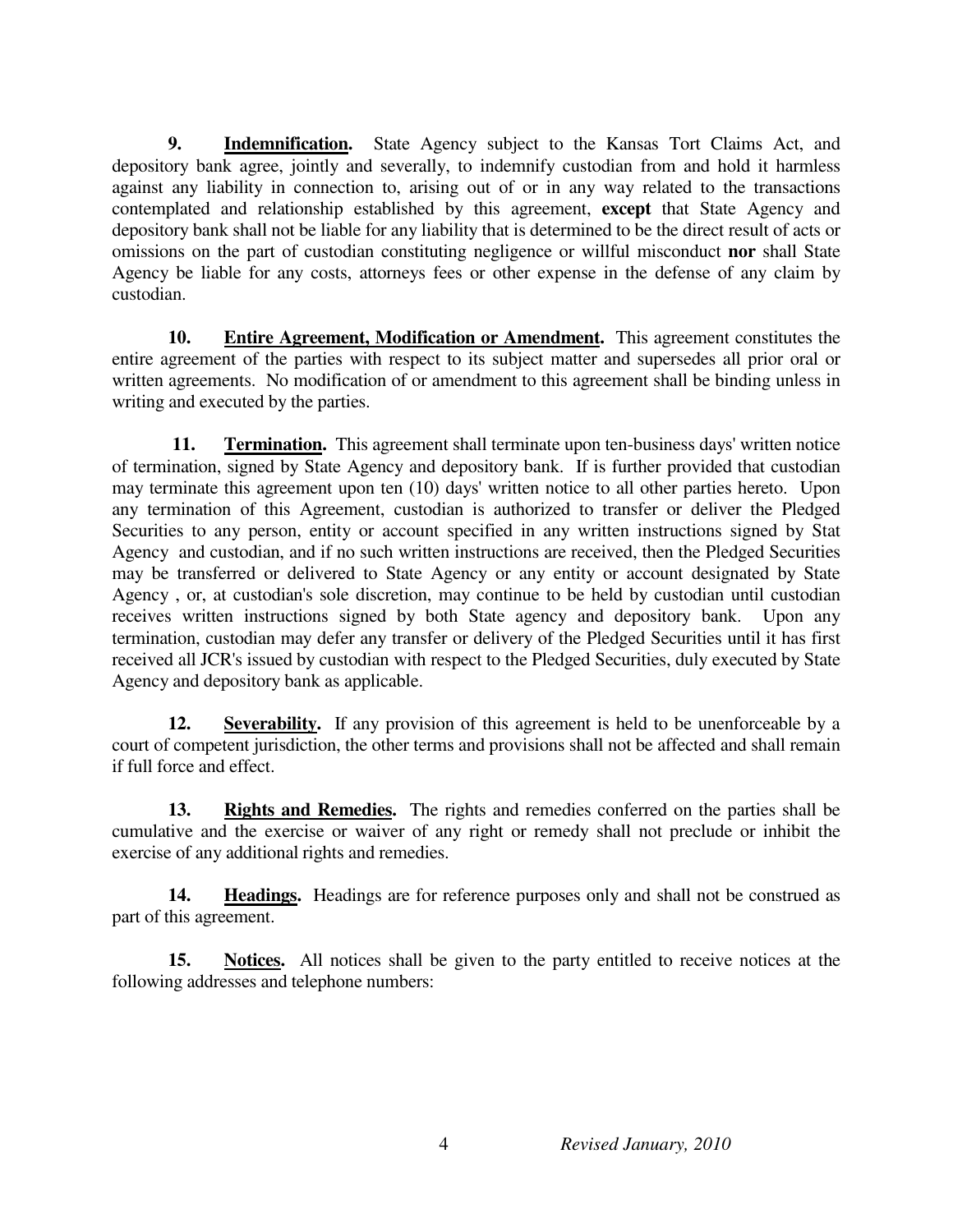**9. <u>Indemnification</u>.** State Agency subject to the Kansas Tort Claims Act, and depository bank agree, jointly and severally, to indemnify custodian from and hold it harmless against any liability in connection to, arising out of or in any way related to the transactions contemplated and relationship established by this agreement, **except** that State Agency and depository bank shall not be liable for any liability that is determined to be the direct result of acts or omissions on the part of custodian constituting negligence or willful misconduct **nor** shall State Agency be liable for any costs, attorneys fees or other expense in the defense of any claim by custodian.

**10. <u>Entire Agreement, Modification or Amendment</u>.** This agreement constitutes the entire agreement of the parties with respect to its subject matter and supersedes all prior oral or written agreements. No modification of or amendment to this agreement shall be binding unless in writing and executed by the parties.

**11. <u>Termination</u>.** This agreement shall terminate upon ten-business days' written notice of termination, signed by State Agency and depository bank. If is further provided that custodian may terminate this agreement upon ten (10) days' written notice to all other parties hereto. Upon any termination of this Agreement, custodian is authorized to transfer or deliver the Pledged Securities to any person, entity or account specified in any written instructions signed by Stat Agency and custodian, and if no such written instructions are received, then the Pledged Securities may be transferred or delivered to State Agency or any entity or account designated by State Agency , or, at custodian's sole discretion, may continue to be held by custodian until custodian receives written instructions signed by both State agency and depository bank. Upon any termination, custodian may defer any transfer or delivery of the Pledged Securities until it has first received all JCR's issued by custodian with respect to the Pledged Securities, duly executed by State Agency and depository bank as applicable.

**12. <u>Severability</u>.** If any provision of this agreement is held to be unenforceable by a court of competent jurisdiction, the other terms and provisions shall not be affected and shall remain if full force and effect.

**13. <u>Rights and Remedies</u>.** The rights and remedies conferred on the parties shall be cumulative and the exercise or waiver of any right or remedy shall not preclude or inhibit the exercise of any additional rights and remedies.

**14. <u>Headings</u>.** Headings are for reference purposes only and shall not be construed as part of this agreement.

**15. <u>Notices</u>.** All notices shall be given to the party entitled to receive notices at the following addresses and telephone numbers:

*Revised January, 2010*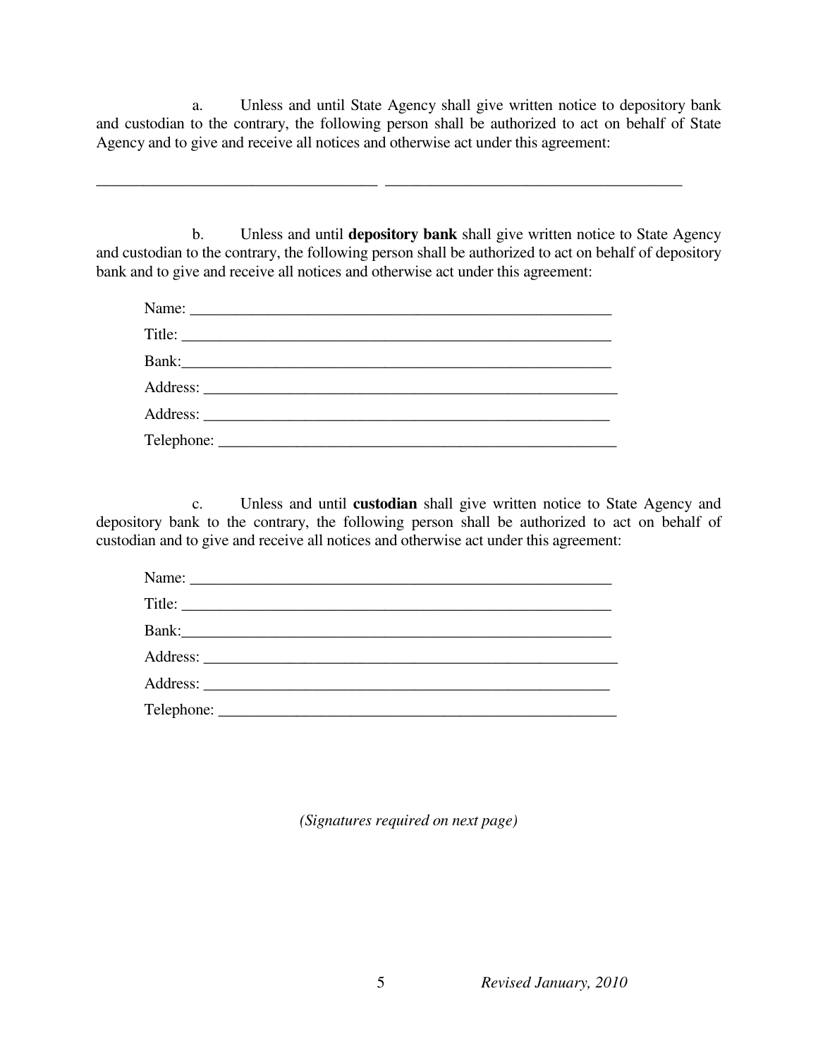a. Unless and until State Agency shall give written notice to depository bank and custodian to the contrary, the following person shall be authorized to act on behalf of State Agency and to give and receive all notices and otherwise act under this agreement:

____________________________________ ______________________________________

b. Unless and until **depository bank** shall give written notice to State Agency and custodian to the contrary, the following person shall be authorized to act on behalf of depository bank and to give and receive all notices and otherwise act under this agreement:

Name: ______________________________________________________

Title: ______________________________________________________

Bank:_______________________________________________________

Address: ____________________________________________________

Address: ___________________________________________________

Telephone: __________________________________________________

c. Unless and until **custodian** shall give written notice to State Agency and depository bank to the contrary, the following person shall be authorized to act on behalf of custodian and to give and receive all notices and otherwise act under this agreement:

Name: ______________________________________________________

Title: ______________________________________________________

Bank:_______________________________________________________

Address: ____________________________________________________

Address: ___________________________________________________

Telephone: __________________________________________________

*(Signatures required on next page)*

*Revised January, 2010*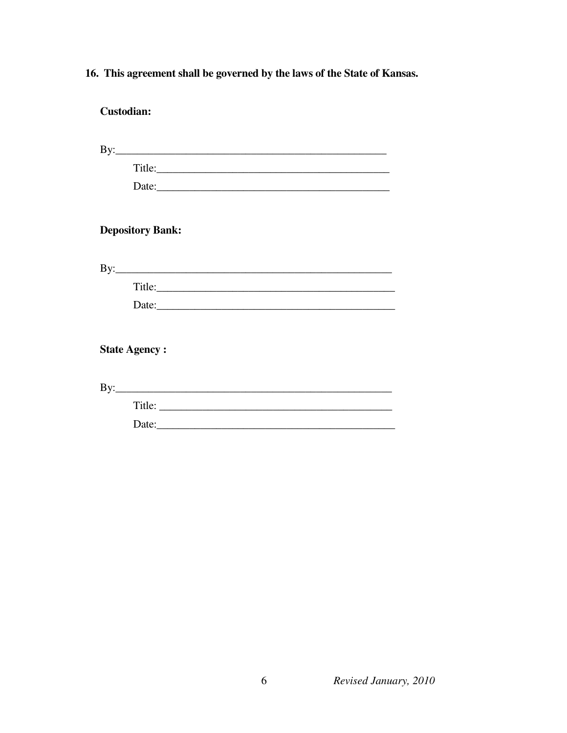**16. This agreement shall be governed by the laws of the State of Kansas.**

**Custodian:**

By:\_\_\_\_\_\_\_\_\_\_\_\_\_\_\_\_\_\_\_\_\_\_\_\_\_\_\_\_\_\_\_\_\_\_\_\_\_\_\_\_\_\_\_\_\_\_\_\_\_\_

Title:\_\_\_\_\_\_\_\_\_\_\_\_\_\_\_\_\_\_\_\_\_\_\_\_\_\_\_\_\_\_\_\_\_\_\_\_\_\_\_\_\_\_\_\_\_

Date:\_\_\_\_\_\_\_\_\_\_\_\_\_\_\_\_\_\_\_\_\_\_\_\_\_\_\_\_\_\_\_\_\_\_\_\_\_\_\_\_\_\_\_\_\_

**Depository Bank:**

By:\_\_\_\_\_\_\_\_\_\_\_\_\_\_\_\_\_\_\_\_\_\_\_\_\_\_\_\_\_\_\_\_\_\_\_\_\_\_\_\_\_\_\_\_\_\_\_\_\_\_\_

Title:\_\_\_\_\_\_\_\_\_\_\_\_\_\_\_\_\_\_\_\_\_\_\_\_\_\_\_\_\_\_\_\_\_\_\_\_\_\_\_\_\_\_\_\_\_\_

Date:\_\_\_\_\_\_\_\_\_\_\_\_\_\_\_\_\_\_\_\_\_\_\_\_\_\_\_\_\_\_\_\_\_\_\_\_\_\_\_\_\_\_\_\_\_\_

**State Agency :**

By:\_\_\_\_\_\_\_\_\_\_\_\_\_\_\_\_\_\_\_\_\_\_\_\_\_\_\_\_\_\_\_\_\_\_\_\_\_\_\_\_\_\_\_\_\_\_\_\_\_\_\_

Title: \_\_\_\_\_\_\_\_\_\_\_\_\_\_\_\_\_\_\_\_\_\_\_\_\_\_\_\_\_\_\_\_\_\_\_\_\_\_\_\_\_\_\_\_

Date:\_\_\_\_\_\_\_\_\_\_\_\_\_\_\_\_\_\_\_\_\_\_\_\_\_\_\_\_\_\_\_\_\_\_\_\_\_\_\_\_\_\_\_\_\_\_

*Revised January, 2010*